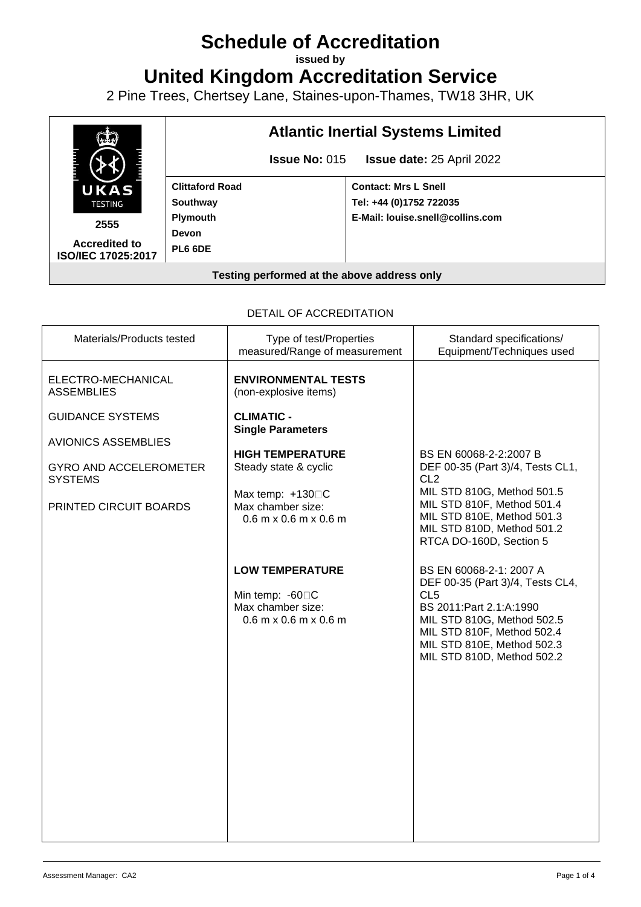# Schedule of Accreditation

**issued by**

# United Kingdom Accreditation Service

2 Pine Trees, Chertsey Lane, Staines-upon-Thames, TW18 3HR, UK

UKAS TESTING

2555

**Accredited to ISO/IEC 17025:2017**

## Atlantic Inertial Systems Limited

**Issue No:** 015 **Issue date:** 25 April 2022

| | |
|---|---|
| **Clittaford Road**<br>**Southway**<br>**Plymouth**<br>**Devon**<br>**PL6 6DE** | **Contact: Mrs L Snell**<br>**Tel: +44 (0)1752 722035**<br>**E-Mail: louise.snell@collins.com** |

**Testing performed at the above address only**

DETAIL OF ACCREDITATION

| Materials/Products tested | Type of test/Properties measured/Range of measurement | Standard specifications/ Equipment/Techniques used |
|---|---|---|
| ELECTRO-MECHANICAL ASSEMBLIES<br><br>GUIDANCE SYSTEMS<br><br>AVIONICS ASSEMBLIES<br><br>GYRO AND ACCELEROMETER SYSTEMS<br><br>PRINTED CIRCUIT BOARDS | **ENVIRONMENTAL TESTS** (non-explosive items)<br><br>**CLIMATIC - Single Parameters** | |
| | **HIGH TEMPERATURE**<br>Steady state & cyclic<br><br>Max temp: +130°C<br>Max chamber size:<br>0.6 m x 0.6 m x 0.6 m | BS EN 60068-2-2:2007 B<br>DEF 00-35 (Part 3)/4, Tests CL1, CL2<br>MIL STD 810G, Method 501.5<br>MIL STD 810F, Method 501.4<br>MIL STD 810E, Method 501.3<br>MIL STD 810D, Method 501.2<br>RTCA DO-160D, Section 5 |
| | **LOW TEMPERATURE**<br><br>Min temp: -60°C<br>Max chamber size:<br>0.6 m x 0.6 m x 0.6 m | BS EN 60068-2-1: 2007 A<br>DEF 00-35 (Part 3)/4, Tests CL4, CL5<br>BS 2011:Part 2.1:A:1990<br>MIL STD 810G, Method 502.5<br>MIL STD 810F, Method 502.4<br>MIL STD 810E, Method 502.3<br>MIL STD 810D, Method 502.2 |

Assessment Manager: CA2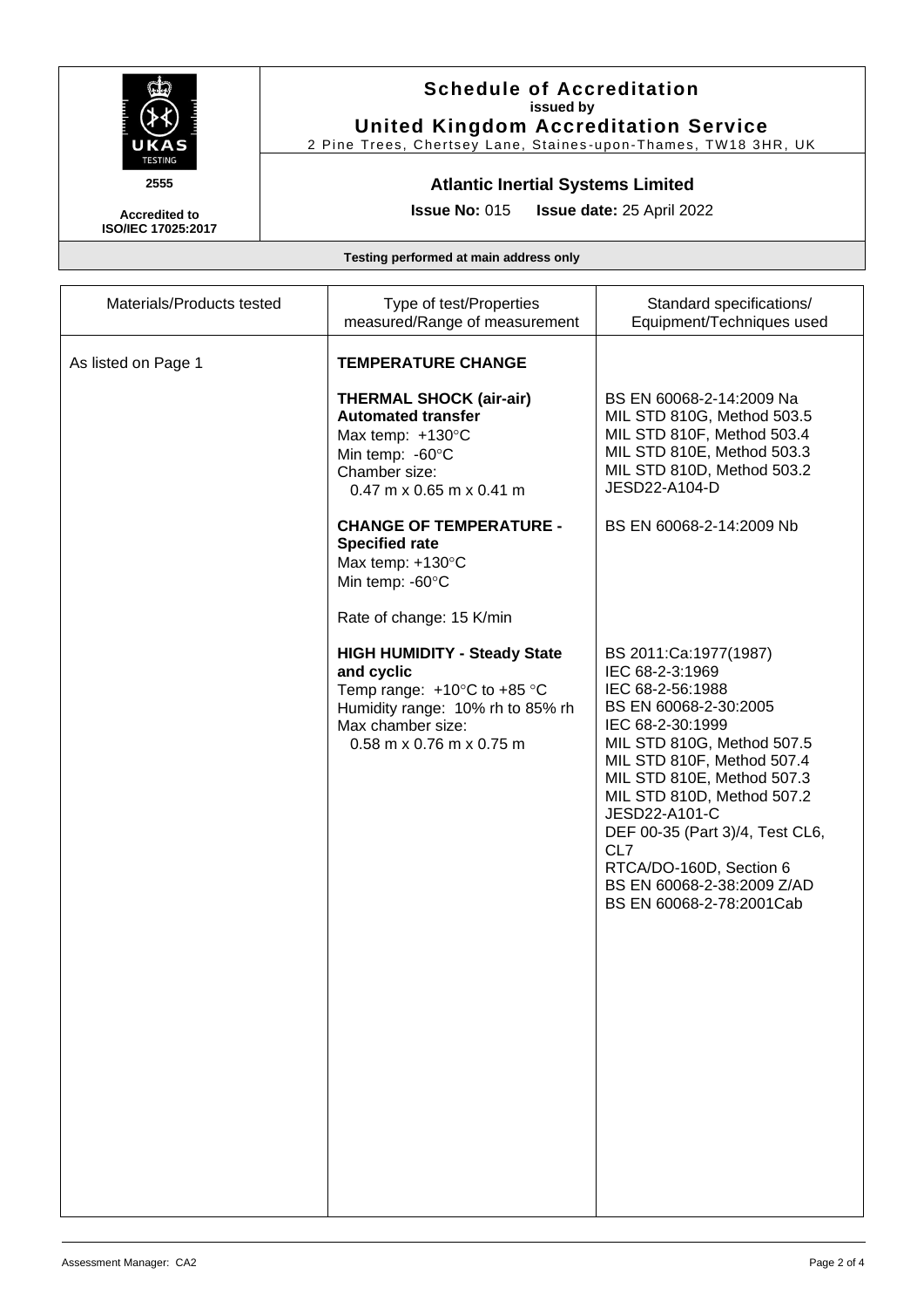# Schedule of Accreditation

**issued by**

**United Kingdom Accreditation Service**

2 Pine Trees, Chertsey Lane, Staines-upon-Thames, TW18 3HR, UK

2555

**Accredited to ISO/IEC 17025:2017**

## Atlantic Inertial Systems Limited

**Issue No:** 015 **Issue date:** 25 April 2022

**Testing performed at main address only**

| Materials/Products tested | Type of test/Properties measured/Range of measurement | Standard specifications/ Equipment/Techniques used |
|---|---|---|
| As listed on Page 1 | **TEMPERATURE CHANGE** | |
| | **THERMAL SHOCK (air-air)**<br>**Automated transfer**<br>Max temp: +130°C<br>Min temp: -60°C<br>Chamber size:<br>0.47 m x 0.65 m x 0.41 m | BS EN 60068-2-14:2009 Na<br>MIL STD 810G, Method 503.5<br>MIL STD 810F, Method 503.4<br>MIL STD 810E, Method 503.3<br>MIL STD 810D, Method 503.2<br>JESD22-A104-D |
| | **CHANGE OF TEMPERATURE - Specified rate**<br>Max temp: +130°C<br>Min temp: -60°C<br><br>Rate of change: 15 K/min | BS EN 60068-2-14:2009 Nb |
| | **HIGH HUMIDITY - Steady State and cyclic**<br>Temp range: +10°C to +85 °C<br>Humidity range: 10% rh to 85% rh<br>Max chamber size:<br>0.58 m x 0.76 m x 0.75 m | BS 2011:Ca:1977(1987)<br>IEC 68-2-3:1969<br>IEC 68-2-56:1988<br>BS EN 60068-2-30:2005<br>IEC 68-2-30:1999<br>MIL STD 810G, Method 507.5<br>MIL STD 810F, Method 507.4<br>MIL STD 810E, Method 507.3<br>MIL STD 810D, Method 507.2<br>JESD22-A101-C<br>DEF 00-35 (Part 3)/4, Test CL6, CL7<br>RTCA/DO-160D, Section 6<br>BS EN 60068-2-38:2009 Z/AD<br>BS EN 60068-2-78:2001Cab |

Assessment Manager: CA2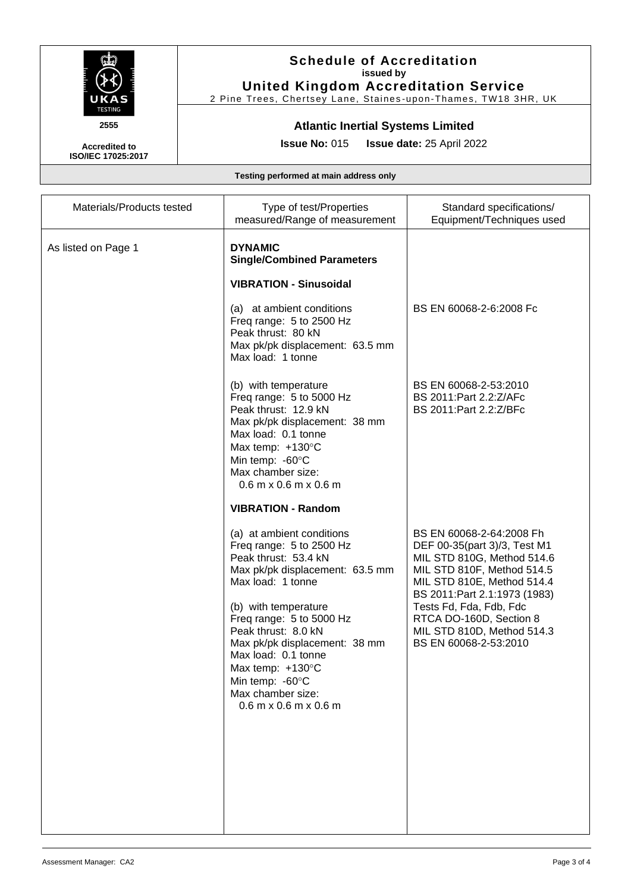# Schedule of Accreditation

**issued by**

**United Kingdom Accreditation Service**

2 Pine Trees, Chertsey Lane, Staines-upon-Thames, TW18 3HR, UK

**2555**

**Accredited to ISO/IEC 17025:2017**

## Atlantic Inertial Systems Limited

**Issue No:** 015 **Issue date:** 25 April 2022

**Testing performed at main address only**

| Materials/Products tested | Type of test/Properties measured/Range of measurement | Standard specifications/ Equipment/Techniques used |
|---|---|---|
| As listed on Page 1 | **DYNAMIC**<br>**Single/Combined Parameters** | |
| | **VIBRATION - Sinusoidal** | |
| | (a) at ambient conditions<br>Freq range: 5 to 2500 Hz<br>Peak thrust: 80 kN<br>Max pk/pk displacement: 63.5 mm<br>Max load: 1 tonne | BS EN 60068-2-6:2008 Fc |
| | (b) with temperature<br>Freq range: 5 to 5000 Hz<br>Peak thrust: 12.9 kN<br>Max pk/pk displacement: 38 mm<br>Max load: 0.1 tonne<br>Max temp: +130°C<br>Min temp: -60°C<br>Max chamber size:<br>0.6 m x 0.6 m x 0.6 m | BS EN 60068-2-53:2010<br>BS 2011:Part 2.2:Z/AFc<br>BS 2011:Part 2.2:Z/BFc |
| | **VIBRATION - Random** | |
| | (a) at ambient conditions<br>Freq range: 5 to 2500 Hz<br>Peak thrust: 53.4 kN<br>Max pk/pk displacement: 63.5 mm<br>Max load: 1 tonne<br><br>(b) with temperature<br>Freq range: 5 to 5000 Hz<br>Peak thrust: 8.0 kN<br>Max pk/pk displacement: 38 mm<br>Max load: 0.1 tonne<br>Max temp: +130°C<br>Min temp: -60°C<br>Max chamber size:<br>0.6 m x 0.6 m x 0.6 m | BS EN 60068-2-64:2008 Fh<br>DEF 00-35(part 3)/3, Test M1<br>MIL STD 810G, Method 514.6<br>MIL STD 810F, Method 514.5<br>MIL STD 810E, Method 514.4<br>BS 2011:Part 2.1:1973 (1983)<br>Tests Fd, Fda, Fdb, Fdc<br>RTCA DO-160D, Section 8<br>MIL STD 810D, Method 514.3<br>BS EN 60068-2-53:2010 |

Assessment Manager: CA2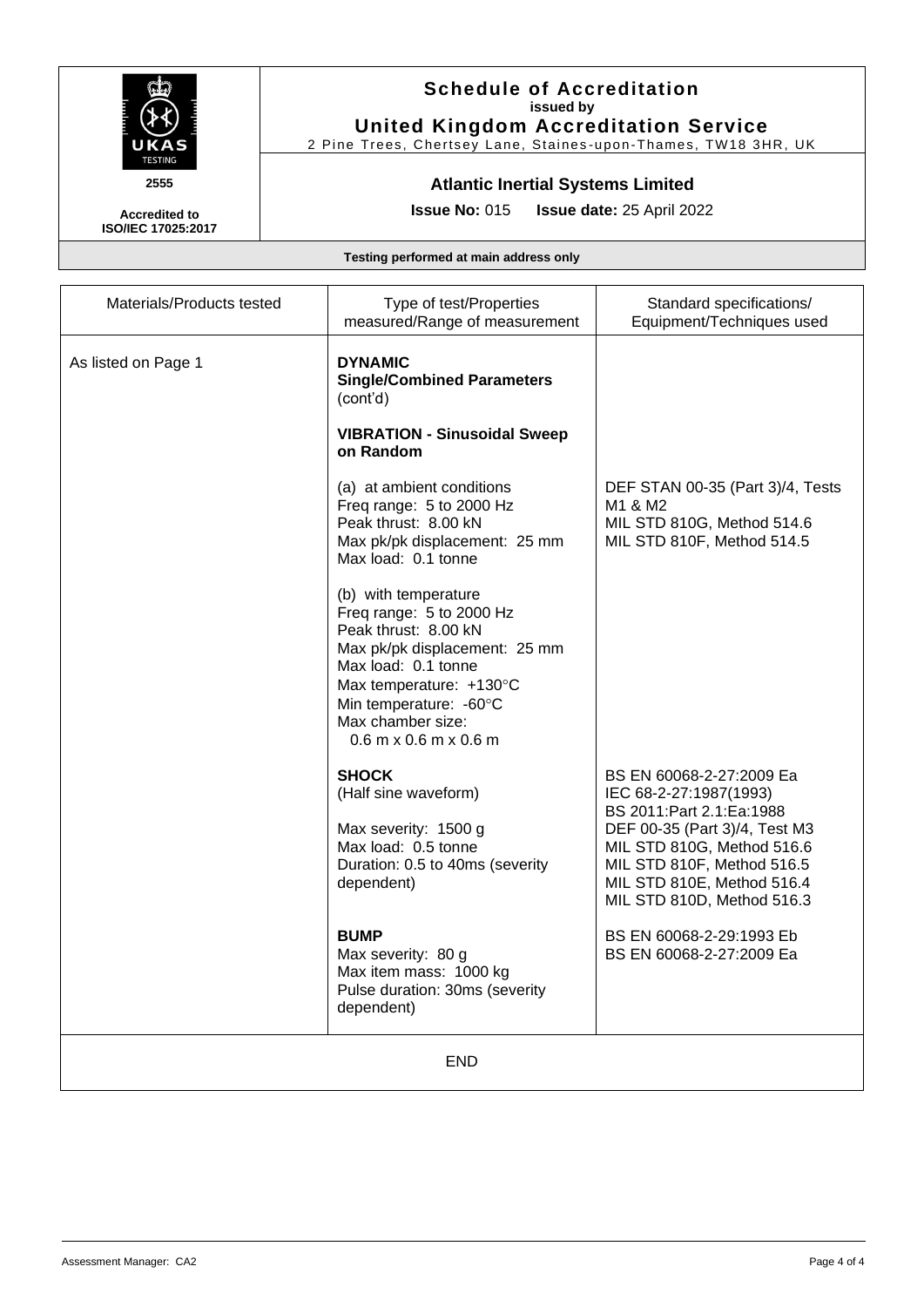# Schedule of Accreditation
**issued by**
**United Kingdom Accreditation Service**
2 Pine Trees, Chertsey Lane, Staines-upon-Thames, TW18 3HR, UK

2555

**Accredited to ISO/IEC 17025:2017**

## Atlantic Inertial Systems Limited

**Issue No:** 015 **Issue date:** 25 April 2022

**Testing performed at main address only**

| Materials/Products tested | Type of test/Properties measured/Range of measurement | Standard specifications/ Equipment/Techniques used |
|---|---|---|
| As listed on Page 1 | **DYNAMIC** **Single/Combined Parameters** (cont'd) | |
| | **VIBRATION - Sinusoidal Sweep on Random** | |
| | (a) at ambient conditions<br>Freq range: 5 to 2000 Hz<br>Peak thrust: 8.00 kN<br>Max pk/pk displacement: 25 mm<br>Max load: 0.1 tonne | DEF STAN 00-35 (Part 3)/4, Tests M1 & M2<br>MIL STD 810G, Method 514.6<br>MIL STD 810F, Method 514.5 |
| | (b) with temperature<br>Freq range: 5 to 2000 Hz<br>Peak thrust: 8.00 kN<br>Max pk/pk displacement: 25 mm<br>Max load: 0.1 tonne<br>Max temperature: +130°C<br>Min temperature: -60°C<br>Max chamber size: 0.6 m x 0.6 m x 0.6 m | |
| | **SHOCK**<br>(Half sine waveform)<br><br>Max severity: 1500 g<br>Max load: 0.5 tonne<br>Duration: 0.5 to 40ms (severity dependent) | BS EN 60068-2-27:2009 Ea<br>IEC 68-2-27:1987(1993)<br>BS 2011:Part 2.1:Ea:1988<br>DEF 00-35 (Part 3)/4, Test M3<br>MIL STD 810G, Method 516.6<br>MIL STD 810F, Method 516.5<br>MIL STD 810E, Method 516.4<br>MIL STD 810D, Method 516.3 |
| | **BUMP**<br>Max severity: 80 g<br>Max item mass: 1000 kg<br>Pulse duration: 30ms (severity dependent) | BS EN 60068-2-29:1993 Eb<br>BS EN 60068-2-27:2009 Ea |

END

Assessment Manager: CA2